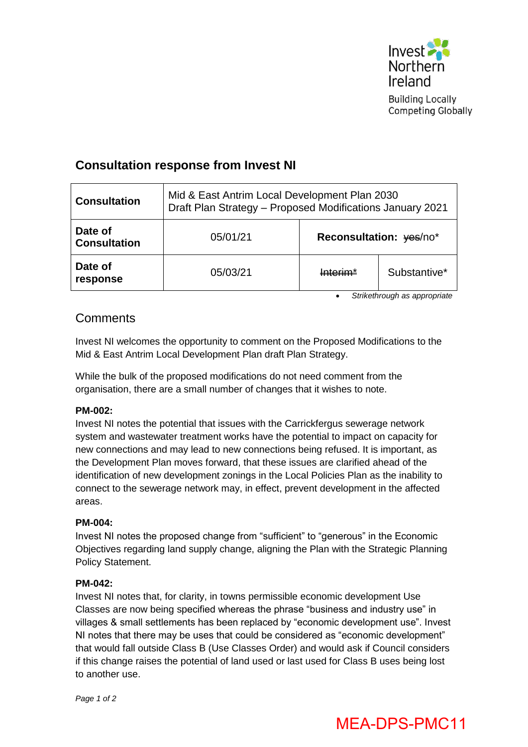Invest Northern Ireland

Building Locally
Competing Globally

## Consultation response from Invest NI

| **Consultation** | Mid & East Antrim Local Development Plan 2030<br>Draft Plan Strategy – Proposed Modifications January 2021 | | |
|---|---|---|---|
| **Date of Consultation** | 05/01/21 | **Reconsultation:** ~~yes~~/no* | |
| **Date of response** | 05/03/21 | ~~Interim*~~ | Substantive* |

- *Strikethrough as appropriate*

## Comments

Invest NI welcomes the opportunity to comment on the Proposed Modifications to the Mid & East Antrim Local Development Plan draft Plan Strategy.

While the bulk of the proposed modifications do not need comment from the organisation, there are a small number of changes that it wishes to note.

**PM-002:**
Invest NI notes the potential that issues with the Carrickfergus sewerage network system and wastewater treatment works have the potential to impact on capacity for new connections and may lead to new connections being refused. It is important, as the Development Plan moves forward, that these issues are clarified ahead of the identification of new development zonings in the Local Policies Plan as the inability to connect to the sewerage network may, in effect, prevent development in the affected areas.

**PM-004:**
Invest NI notes the proposed change from "sufficient" to "generous" in the Economic Objectives regarding land supply change, aligning the Plan with the Strategic Planning Policy Statement.

**PM-042:**
Invest NI notes that, for clarity, in towns permissible economic development Use Classes are now being specified whereas the phrase "business and industry use" in villages & small settlements has been replaced by "economic development use". Invest NI notes that there may be uses that could be considered as "economic development" that would fall outside Class B (Use Classes Order) and would ask if Council considers if this change raises the potential of land used or last used for Class B uses being lost to another use.

MEA-DPS-PMC11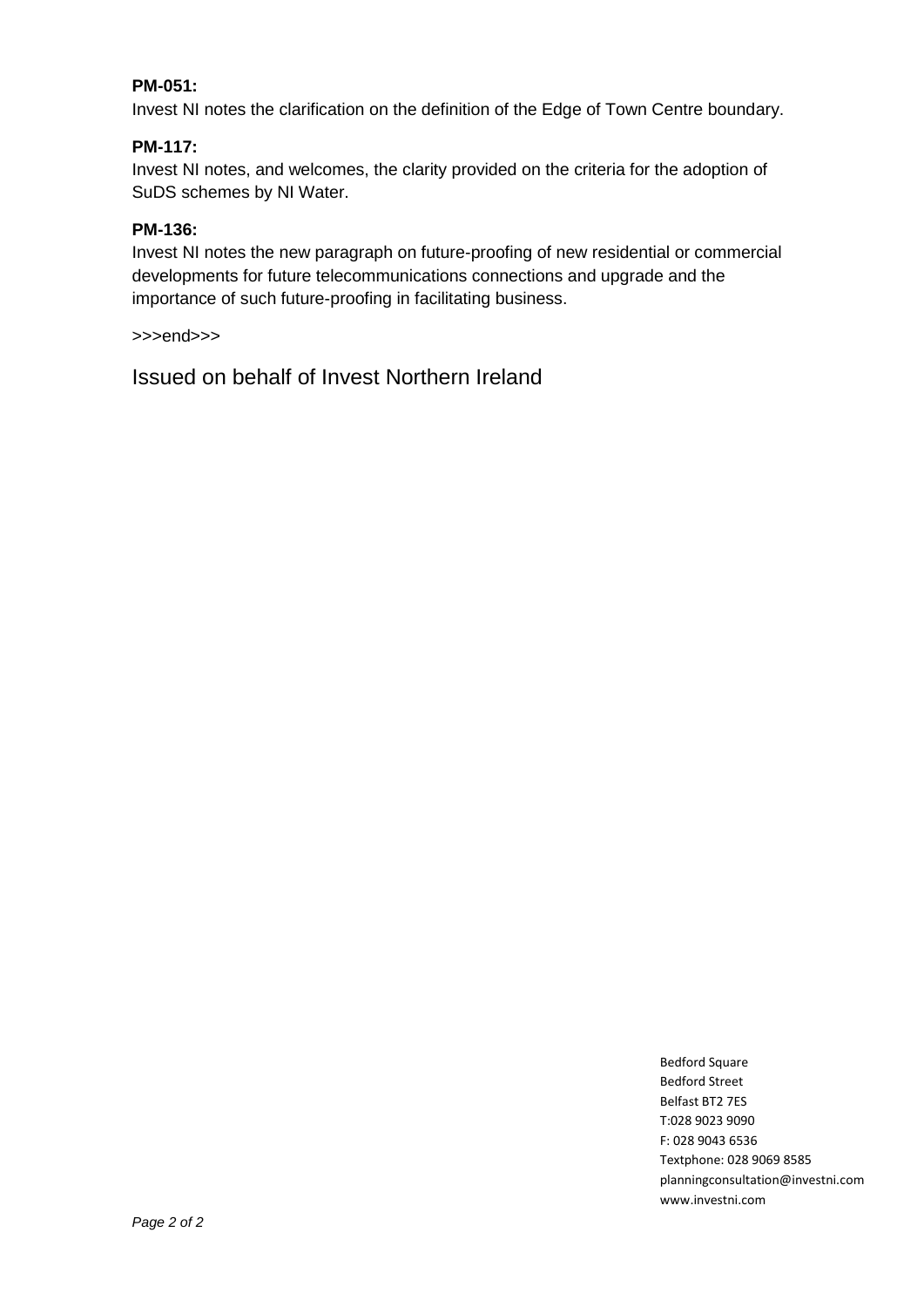**PM-051:**

Invest NI notes the clarification on the definition of the Edge of Town Centre boundary.

**PM-117:**

Invest NI notes, and welcomes, the clarity provided on the criteria for the adoption of SuDS schemes by NI Water.

**PM-136:**

Invest NI notes the new paragraph on future-proofing of new residential or commercial developments for future telecommunications connections and upgrade and the importance of such future-proofing in facilitating business.

>>>end>>>

Issued on behalf of Invest Northern Ireland

Bedford Square
Bedford Street
Belfast BT2 7ES
T:028 9023 9090
F: 028 9043 6536
Textphone: 028 9069 8585
planningconsultation@investni.com
www.investni.com